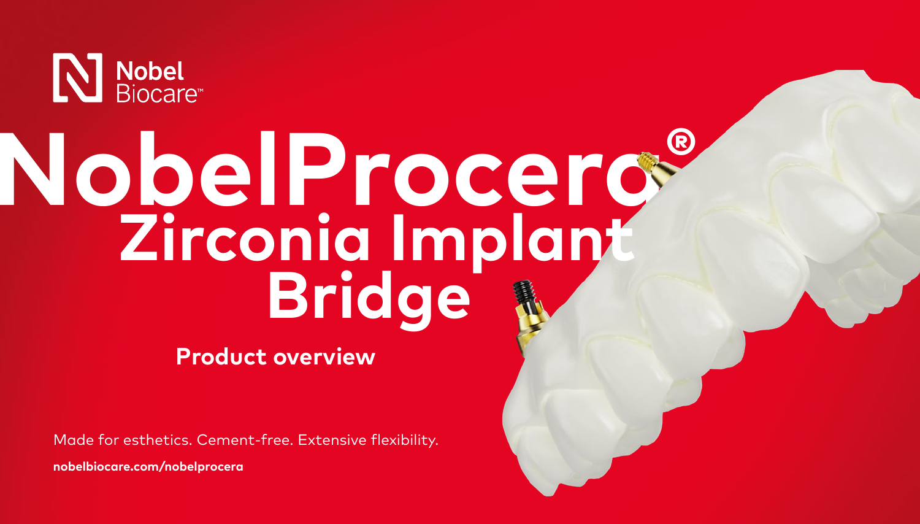Nobel Biocare™

# NobelProcera® Zirconia Implant Bridge

## Product overview

Made for esthetics. Cement-free. Extensive flexibility.

**nobelbiocare.com/nobelprocera**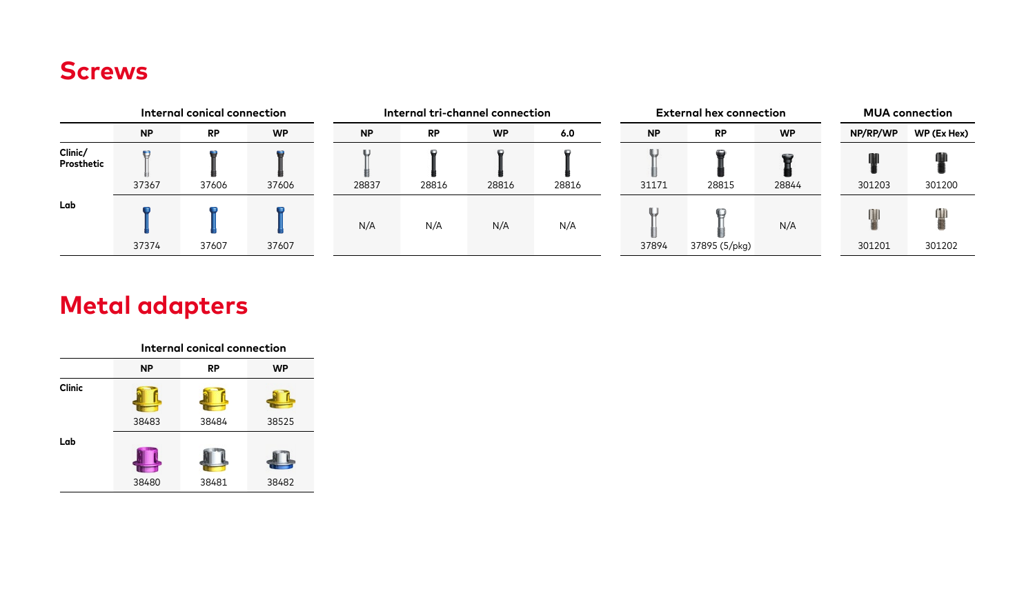# Screws

| | Internal conical connection | | | Internal tri-channel connection | | | | External hex connection | | | MUA connection | |
|---|---|---|---|---|---|---|---|---|---|---|---|---|
| | NP | RP | WP | NP | RP | WP | 6.0 | NP | RP | WP | NP/RP/WP | WP (Ex Hex) |
| Clinic/ Prosthetic | 37367 | 37606 | 37606 | 28837 | 28816 | 28816 | 28816 | 31171 | 28815 | 28844 | 301203 | 301200 |
| Lab | 37374 | 37607 | 37607 | N/A | N/A | N/A | N/A | 37894 | 37895 (5/pkg) | N/A | 301201 | 301202 |

# Metal adapters

| | Internal conical connection | | |
|---|---|---|---|
| | NP | RP | WP |
| Clinic | 38483 | 38484 | 38525 |
| Lab | 38480 | 38481 | 38482 |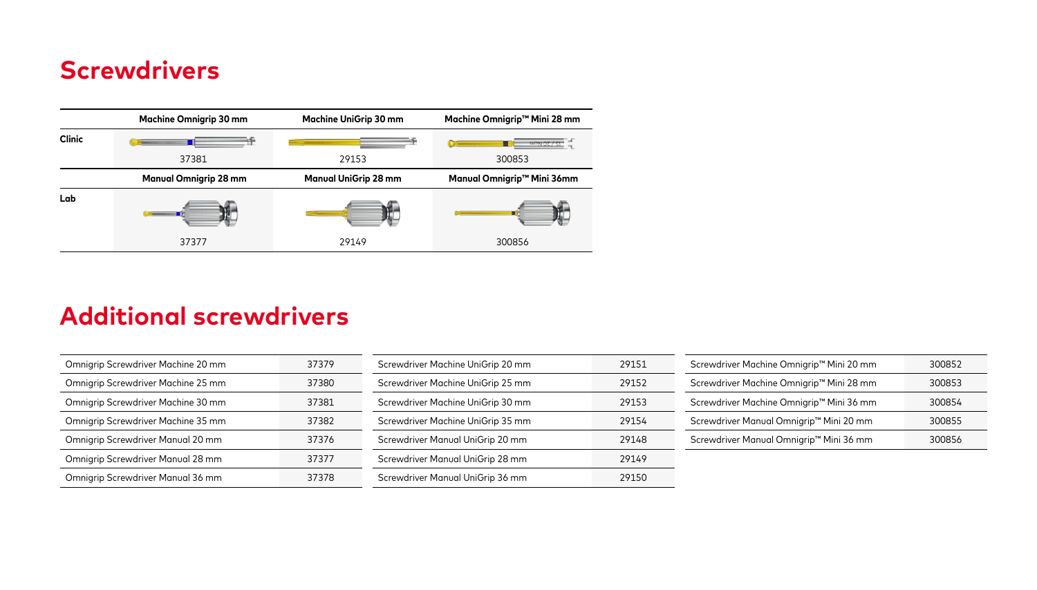# Screwdrivers

| | Machine Omnigrip 30 mm | Machine UniGrip 30 mm | Machine Omnigrip™ Mini 28 mm |
|---|---|---|---|
| Clinic | 37381 | 29153 | 300853 |
| | **Manual Omnigrip 28 mm** | **Manual UniGrip 28 mm** | **Manual Omnigrip™ Mini 36mm** |
| Lab | 37377 | 29149 | 300856 |

# Additional screwdrivers

| Omnigrip Screwdriver Machine 20 mm | 37379 |
|---|---|
| Omnigrip Screwdriver Machine 25 mm | 37380 |
| Omnigrip Screwdriver Machine 30 mm | 37381 |
| Omnigrip Screwdriver Machine 35 mm | 37382 |
| Omnigrip Screwdriver Manual 20 mm | 37376 |
| Omnigrip Screwdriver Manual 28 mm | 37377 |
| Omnigrip Screwdriver Manual 36 mm | 37378 |

| Screwdriver Machine UniGrip 20 mm | 29151 |
|---|---|
| Screwdriver Machine UniGrip 25 mm | 29152 |
| Screwdriver Machine UniGrip 30 mm | 29153 |
| Screwdriver Machine UniGrip 35 mm | 29154 |
| Screwdriver Manual UniGrip 20 mm | 29148 |
| Screwdriver Manual UniGrip 28 mm | 29149 |
| Screwdriver Manual UniGrip 36 mm | 29150 |

| Screwdriver Machine Omnigrip™ Mini 20 mm | 300852 |
|---|---|
| Screwdriver Machine Omnigrip™ Mini 28 mm | 300853 |
| Screwdriver Machine Omnigrip™ Mini 36 mm | 300854 |
| Screwdriver Manual Omnigrip™ Mini 20 mm | 300855 |
| Screwdriver Manual Omnigrip™ Mini 36 mm | 300856 |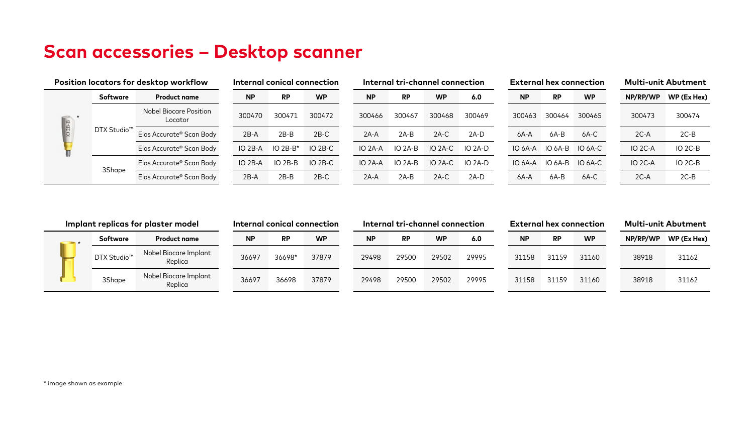# Scan accessories – Desktop scanner

| Position locators for desktop workflow | | Internal conical connection | | | Internal tri-channel connection | | | | External hex connection | | | Multi-unit Abutment | |
|---|---|---|---|---|---|---|---|---|---|---|---|---|---|
| Software | Product name | NP | RP | WP | NP | RP | WP | 6.0 | NP | RP | WP | NP/RP/WP | WP (Ex Hex) |
| DTX Studio™ | Nobel Biocare Position Locator | 300470 | 300471 | 300472 | 300466 | 300467 | 300468 | 300469 | 300463 | 300464 | 300465 | 300473 | 300474 |
| DTX Studio™ | Elos Accurate® Scan Body | 2B-A | 2B-B | 2B-C | 2A-A | 2A-B | 2A-C | 2A-D | 6A-A | 6A-B | 6A-C | 2C-A | 2C-B |
| DTX Studio™ | Elos Accurate® Scan Body | IO 2B-A | IO 2B-B* | IO 2B-C | IO 2A-A | IO 2A-B | IO 2A-C | IO 2A-D | IO 6A-A | IO 6A-B | IO 6A-C | IO 2C-A | IO 2C-B |
| 3Shape | Elos Accurate® Scan Body | IO 2B-A | IO 2B-B | IO 2B-C | IO 2A-A | IO 2A-B | IO 2A-C | IO 2A-D | IO 6A-A | IO 6A-B | IO 6A-C | IO 2C-A | IO 2C-B |
| 3Shape | Elos Accurate® Scan Body | 2B-A | 2B-B | 2B-C | 2A-A | 2A-B | 2A-C | 2A-D | 6A-A | 6A-B | 6A-C | 2C-A | 2C-B |

| Implant replicas for plaster model | | Internal conical connection | | | Internal tri-channel connection | | | | External hex connection | | | Multi-unit Abutment | |
|---|---|---|---|---|---|---|---|---|---|---|---|---|---|
| Software | Product name | NP | RP | WP | NP | RP | WP | 6.0 | NP | RP | WP | NP/RP/WP | WP (Ex Hex) |
| DTX Studio™ | Nobel Biocare Implant Replica | 36697 | 36698* | 37879 | 29498 | 29500 | 29502 | 29995 | 31158 | 31159 | 31160 | 38918 | 31162 |
| 3Shape | Nobel Biocare Implant Replica | 36697 | 36698 | 37879 | 29498 | 29500 | 29502 | 29995 | 31158 | 31159 | 31160 | 38918 | 31162 |

* image shown as example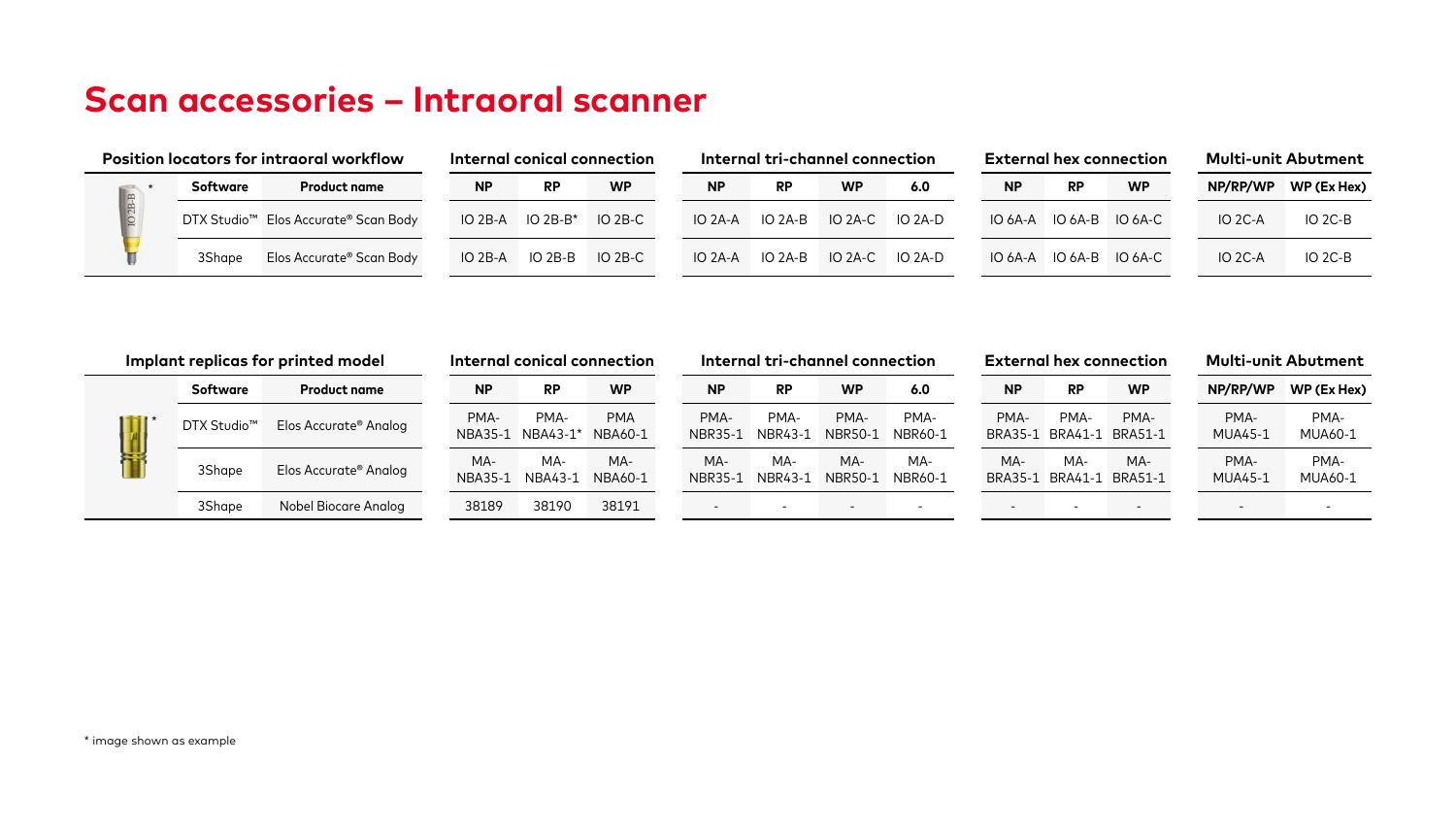# Scan accessories – Intraoral scanner

| Position locators for intraoral workflow | | | Internal conical connection | | | Internal tri-channel connection | | | | External hex connection | | | Multi-unit Abutment | |
|---|---|---|---|---|---|---|---|---|---|---|---|---|---|---|
| * | Software | Product name | NP | RP | WP | NP | RP | WP | 6.0 | NP | RP | WP | NP/RP/WP | WP (Ex Hex) |
| | DTX Studio™ | Elos Accurate® Scan Body | IO 2B-A | IO 2B-B* | IO 2B-C | IO 2A-A | IO 2A-B | IO 2A-C | IO 2A-D | IO 6A-A | IO 6A-B | IO 6A-C | IO 2C-A | IO 2C-B |
| | 3Shape | Elos Accurate® Scan Body | IO 2B-A | IO 2B-B | IO 2B-C | IO 2A-A | IO 2A-B | IO 2A-C | IO 2A-D | IO 6A-A | IO 6A-B | IO 6A-C | IO 2C-A | IO 2C-B |

| Implant replicas for printed model | | | Internal conical connection | | | Internal tri-channel connection | | | | External hex connection | | | Multi-unit Abutment | |
|---|---|---|---|---|---|---|---|---|---|---|---|---|---|---|
| * | Software | Product name | NP | RP | WP | NP | RP | WP | 6.0 | NP | RP | WP | NP/RP/WP | WP (Ex Hex) |
| | DTX Studio™ | Elos Accurate® Analog | PMA-NBA35-1 | PMA-NBA43-1* | PMA NBA60-1 | PMA-NBR35-1 | PMA-NBR43-1 | PMA-NBR50-1 | PMA-NBR60-1 | PMA-BRA35-1 | PMA-BRA41-1 | PMA-BRA51-1 | PMA-MUA45-1 | PMA-MUA60-1 |
| | 3Shape | Elos Accurate® Analog | MA-NBA35-1 | MA-NBA43-1 | MA-NBA60-1 | MA-NBR35-1 | MA-NBR43-1 | MA-NBR50-1 | MA-NBR60-1 | MA-BRA35-1 | MA-BRA41-1 | MA-BRA51-1 | PMA-MUA45-1 | PMA-MUA60-1 |
| | 3Shape | Nobel Biocare Analog | 38189 | 38190 | 38191 | - | - | - | - | - | - | - | - | - |

* image shown as example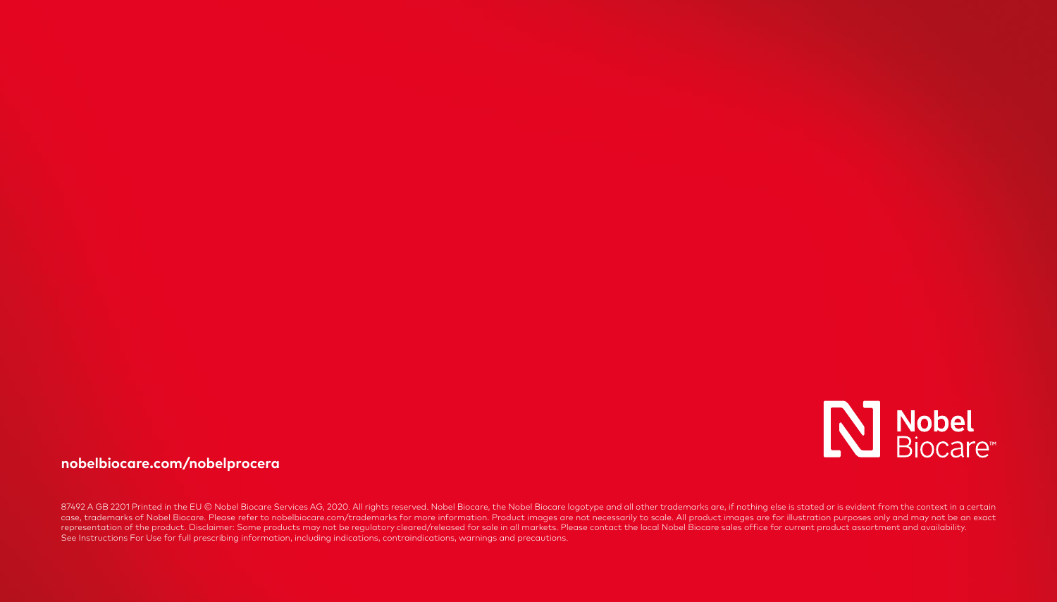Nobel Biocare™

**nobelbiocare.com/nobelprocera**

87492 A GB 2201 Printed in the EU © Nobel Biocare Services AG, 2020. All rights reserved. Nobel Biocare, the Nobel Biocare logotype and all other trademarks are, if nothing else is stated or is evident from the context in a certain case, trademarks of Nobel Biocare. Please refer to nobelbiocare.com/trademarks for more information. Product images are not necessarily to scale. All product images are for illustration purposes only and may not be an exact representation of the product. Disclaimer: Some products may not be regulatory cleared/released for sale in all markets. Please contact the local Nobel Biocare sales office for current product assortment and availability. See Instructions For Use for full prescribing information, including indications, contraindications, warnings and precautions.